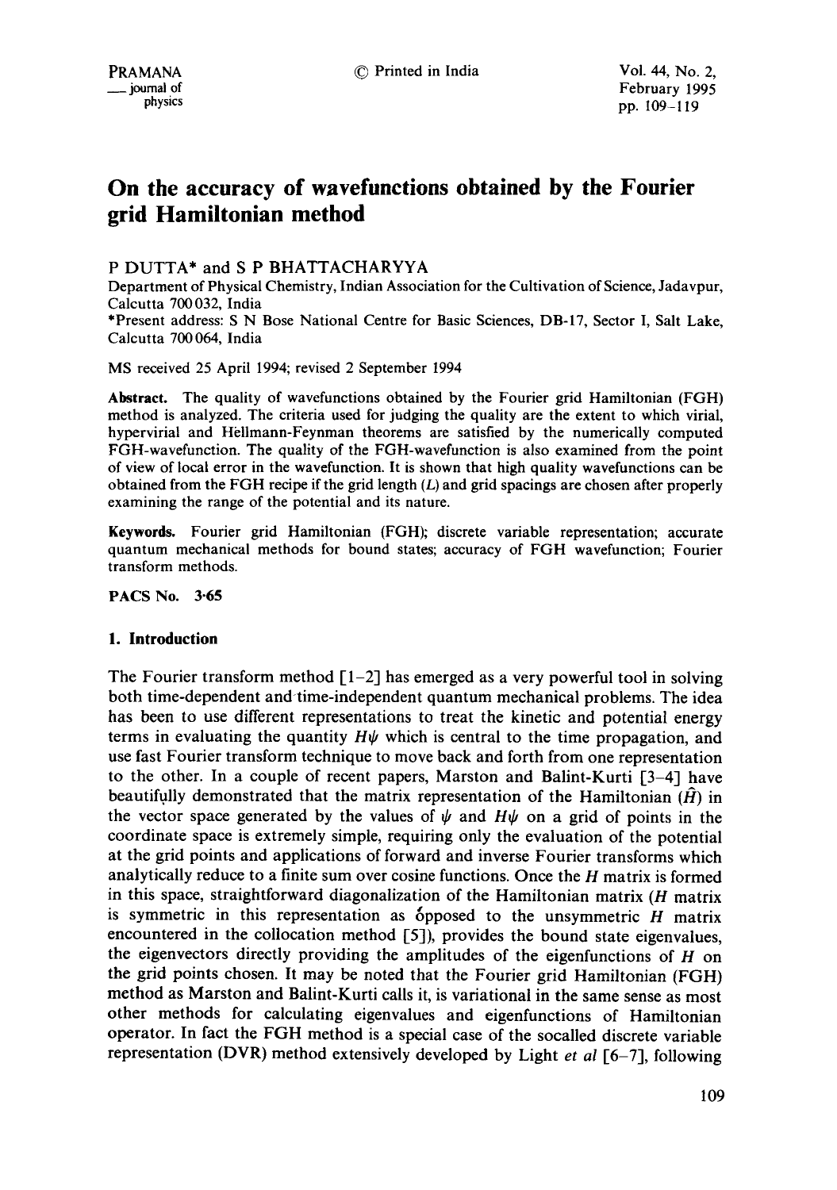# On the accuracy of wavefunctions obtained by the Fourier grid Hamiltonian method

P DUTTA* and S P BHATTACHARYYA

Department of Physical Chemistry, Indian Association for the Cultivation of Science, Jadavpur, Calcutta 700 032, India

*Present address: S N Bose National Centre for Basic Sciences, DB-17, Sector I, Salt Lake, Calcutta 700 064, India

MS received 25 April 1994; revised 2 September 1994

**Abstract.** The quality of wavefunctions obtained by the Fourier grid Hamiltonian (FGH) method is analyzed. The criteria used for judging the quality are the extent to which virial, hypervirial and Hellmann-Feynman theorems are satisfied by the numerically computed FGH-wavefunction. The quality of the FGH-wavefunction is also examined from the point of view of local error in the wavefunction. It is shown that high quality wavefunctions can be obtained from the FGH recipe if the grid length ($L$) and grid spacings are chosen after properly examining the range of the potential and its nature.

**Keywords.** Fourier grid Hamiltonian (FGH); discrete variable representation; accurate quantum mechanical methods for bound states; accuracy of FGH wavefunction; Fourier transform methods.

**PACS No.** 3·65

## 1. Introduction

The Fourier transform method [1–2] has emerged as a very powerful tool in solving both time-dependent and time-independent quantum mechanical problems. The idea has been to use different representations to treat the kinetic and potential energy terms in evaluating the quantity $H\psi$ which is central to the time propagation, and use fast Fourier transform technique to move back and forth from one representation to the other. In a couple of recent papers, Marston and Balint-Kurti [3–4] have beautifully demonstrated that the matrix representation of the Hamiltonian ($\hat{H}$) in the vector space generated by the values of $\psi$ and $H\psi$ on a grid of points in the coordinate space is extremely simple, requiring only the evaluation of the potential at the grid points and applications of forward and inverse Fourier transforms which analytically reduce to a finite sum over cosine functions. Once the $H$ matrix is formed in this space, straightforward diagonalization of the Hamiltonian matrix ($H$ matrix is symmetric in this representation as opposed to the unsymmetric $H$ matrix encountered in the collocation method [5]), provides the bound state eigenvalues, the eigenvectors directly providing the amplitudes of the eigenfunctions of $H$ on the grid points chosen. It may be noted that the Fourier grid Hamiltonian (FGH) method as Marston and Balint-Kurti calls it, is variational in the same sense as most other methods for calculating eigenvalues and eigenfunctions of Hamiltonian operator. In fact the FGH method is a special case of the socalled discrete variable representation (DVR) method extensively developed by Light *et al* [6–7], following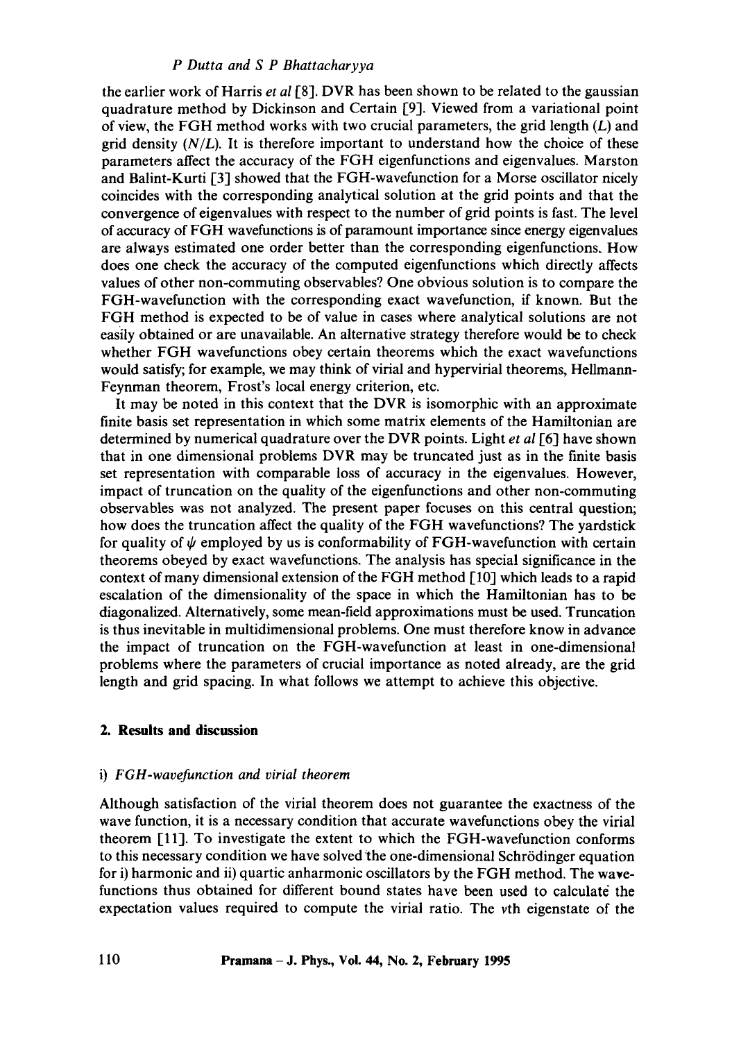the earlier work of Harris *et al* [8]. DVR has been shown to be related to the gaussian quadrature method by Dickinson and Certain [9]. Viewed from a variational point of view, the FGH method works with two crucial parameters, the grid length ($L$) and grid density ($N/L$). It is therefore important to understand how the choice of these parameters affect the accuracy of the FGH eigenfunctions and eigenvalues. Marston and Balint-Kurti [3] showed that the FGH-wavefunction for a Morse oscillator nicely coincides with the corresponding analytical solution at the grid points and that the convergence of eigenvalues with respect to the number of grid points is fast. The level of accuracy of FGH wavefunctions is of paramount importance since energy eigenvalues are always estimated one order better than the corresponding eigenfunctions. How does one check the accuracy of the computed eigenfunctions which directly affects values of other non-commuting observables? One obvious solution is to compare the FGH-wavefunction with the corresponding exact wavefunction, if known. But the FGH method is expected to be of value in cases where analytical solutions are not easily obtained or are unavailable. An alternative strategy therefore would be to check whether FGH wavefunctions obey certain theorems which the exact wavefunctions would satisfy; for example, we may think of virial and hypervirial theorems, Hellmann-Feynman theorem, Frost's local energy criterion, etc.

It may be noted in this context that the DVR is isomorphic with an approximate finite basis set representation in which some matrix elements of the Hamiltonian are determined by numerical quadrature over the DVR points. Light *et al* [6] have shown that in one dimensional problems DVR may be truncated just as in the finite basis set representation with comparable loss of accuracy in the eigenvalues. However, impact of truncation on the quality of the eigenfunctions and other non-commuting observables was not analyzed. The present paper focuses on this central question; how does the truncation affect the quality of the FGH wavefunctions? The yardstick for quality of $\psi$ employed by us is conformability of FGH-wavefunction with certain theorems obeyed by exact wavefunctions. The analysis has special significance in the context of many dimensional extension of the FGH method [10] which leads to a rapid escalation of the dimensionality of the space in which the Hamiltonian has to be diagonalized. Alternatively, some mean-field approximations must be used. Truncation is thus inevitable in multidimensional problems. One must therefore know in advance the impact of truncation on the FGH-wavefunction at least in one-dimensional problems where the parameters of crucial importance as noted already, are the grid length and grid spacing. In what follows we attempt to achieve this objective.

## 2. Results and discussion

### i) *FGH-wavefunction and virial theorem*

Although satisfaction of the virial theorem does not guarantee the exactness of the wave function, it is a necessary condition that accurate wavefunctions obey the virial theorem [11]. To investigate the extent to which the FGH-wavefunction conforms to this necessary condition we have solved the one-dimensional Schrödinger equation for i) harmonic and ii) quartic anharmonic oscillators by the FGH method. The wavefunctions thus obtained for different bound states have been used to calculate the expectation values required to compute the virial ratio. The $v$th eigenstate of the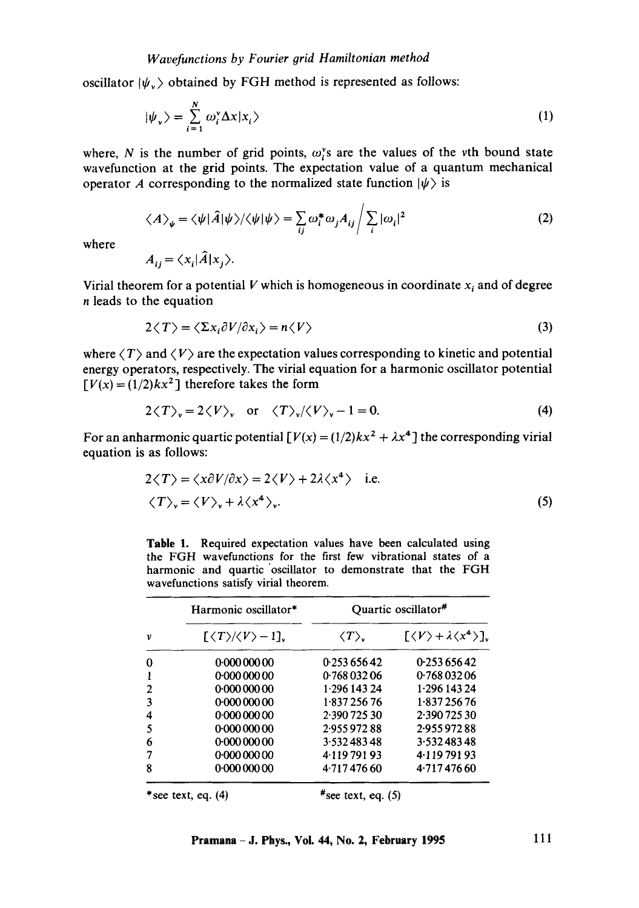oscillator $|\psi_v\rangle$ obtained by FGH method is represented as follows:

$$|\psi_v\rangle = \sum_{i=1}^{N} \omega_i^v \Delta x |x_i\rangle \tag{1}$$

where, $N$ is the number of grid points, $\omega_i^v$s are the values of the $v$th bound state wavefunction at the grid points. The expectation value of a quantum mechanical operator $A$ corresponding to the normalized state function $|\psi\rangle$ is

$$\langle A\rangle_\psi = \langle\psi|\hat{A}|\psi\rangle/\langle\psi|\psi\rangle = \sum_{ij} \omega_i^* \omega_j A_{ij} \Big/ \sum_i |\omega_i|^2 \tag{2}$$

where

$$A_{ij} = \langle x_i|\hat{A}|x_j\rangle.$$

Virial theorem for a potential $V$ which is homogeneous in coordinate $x_i$ and of degree $n$ leads to the equation

$$2\langle T\rangle = \langle \Sigma x_i \partial V/\partial x_i\rangle = n\langle V\rangle \tag{3}$$

where $\langle T\rangle$ and $\langle V\rangle$ are the expectation values corresponding to kinetic and potential energy operators, respectively. The virial equation for a harmonic oscillator potential $[V(x) = (1/2)kx^2]$ therefore takes the form

$$2\langle T\rangle_v = 2\langle V\rangle_v \quad \text{or} \quad \langle T\rangle_v/\langle V\rangle_v - 1 = 0. \tag{4}$$

For an anharmonic quartic potential $[V(x) = (1/2)kx^2 + \lambda x^4]$ the corresponding virial equation is as follows:

$$2\langle T\rangle = \langle x\partial V/\partial x\rangle = 2\langle V\rangle + 2\lambda\langle x^4\rangle \quad \text{i.e.}$$

$$\langle T\rangle_v = \langle V\rangle_v + \lambda\langle x^4\rangle_v. \tag{5}$$

**Table 1.** Required expectation values have been calculated using the FGH wavefunctions for the first few vibrational states of a harmonic and quartic oscillator to demonstrate that the FGH wavefunctions satisfy virial theorem.

| | Harmonic oscillator* | Quartic oscillator# | |
|---|---|---|---|
| $v$ | $[\langle T\rangle/\langle V\rangle - 1]_v$ | $\langle T\rangle_v$ | $[\langle V\rangle + \lambda\langle x^4\rangle]_v$ |
| 0 | 0·000 000 00 | 0·253 656 42 | 0·253 656 42 |
| 1 | 0·000 000 00 | 0·768 032 06 | 0·768 032 06 |
| 2 | 0·000 000 00 | 1·296 143 24 | 1·296 143 24 |
| 3 | 0·000 000 00 | 1·837 256 76 | 1·837 256 76 |
| 4 | 0·000 000 00 | 2·390 725 30 | 2·390 725 30 |
| 5 | 0·000 000 00 | 2·955 972 88 | 2·955 972 88 |
| 6 | 0·000 000 00 | 3·532 483 48 | 3·532 483 48 |
| 7 | 0·000 000 00 | 4·119 791 93 | 4·119 791 93 |
| 8 | 0·000 000 00 | 4·717 476 60 | 4·717 476 60 |

*see text, eq. (4) #see text, eq. (5)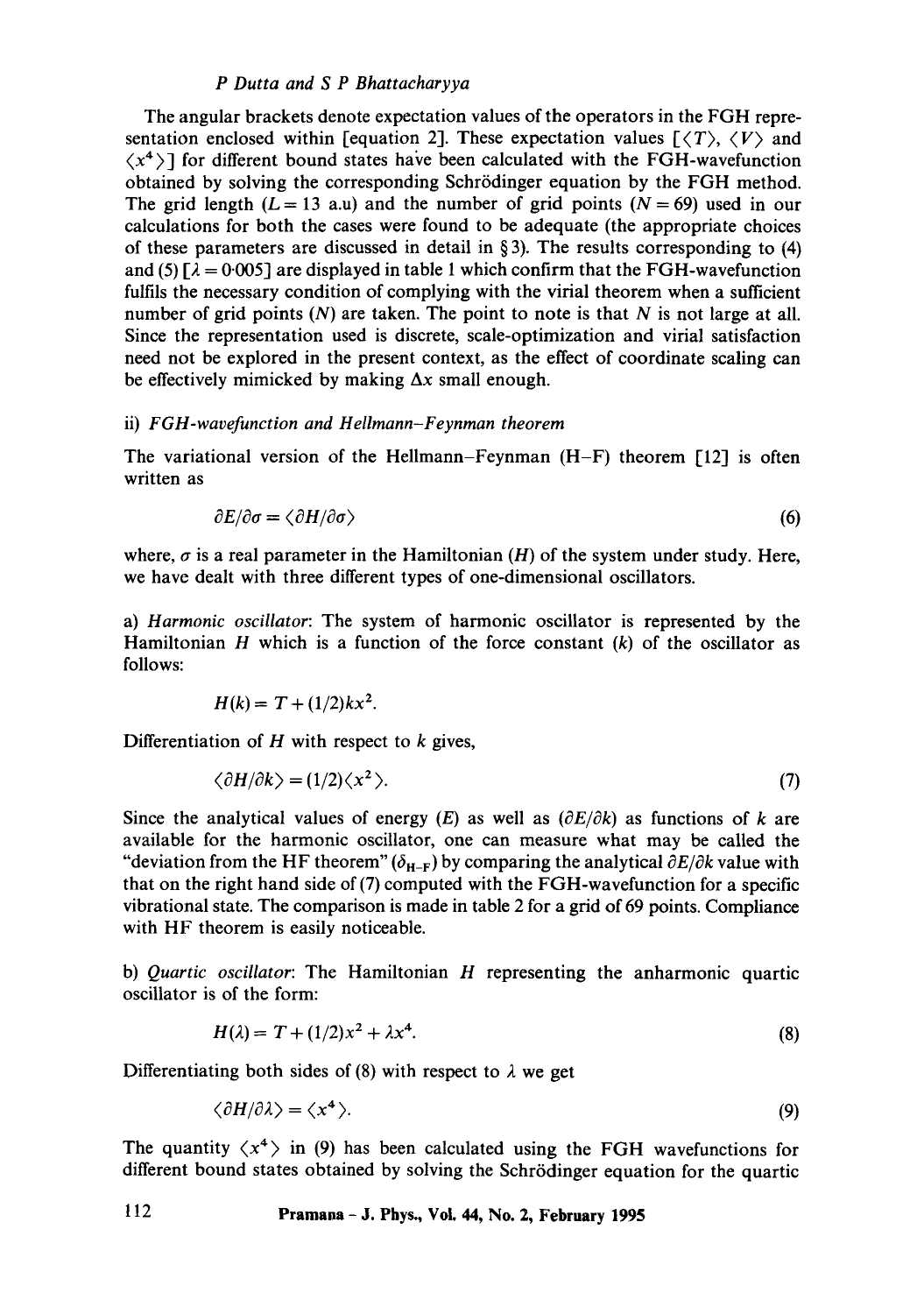The angular brackets denote expectation values of the operators in the FGH representation enclosed within [equation 2]. These expectation values [$\langle T \rangle$, $\langle V \rangle$ and $\langle x^4 \rangle$] for different bound states have been calculated with the FGH-wavefunction obtained by solving the corresponding Schrödinger equation by the FGH method. The grid length ($L = 13$ a.u) and the number of grid points ($N = 69$) used in our calculations for both the cases were found to be adequate (the appropriate choices of these parameters are discussed in detail in § 3). The results corresponding to (4) and (5) [$\lambda = 0{\cdot}005$] are displayed in table 1 which confirm that the FGH-wavefunction fulfils the necessary condition of complying with the virial theorem when a sufficient number of grid points ($N$) are taken. The point to note is that $N$ is not large at all. Since the representation used is discrete, scale-optimization and virial satisfaction need not be explored in the present context, as the effect of coordinate scaling can be effectively mimicked by making $\Delta x$ small enough.

### ii) *FGH-wavefunction and Hellmann–Feynman theorem*

The variational version of the Hellmann–Feynman (H–F) theorem [12] is often written as

$$\partial E/\partial \sigma = \langle \partial H/\partial \sigma \rangle \tag{6}$$

where, $\sigma$ is a real parameter in the Hamiltonian ($H$) of the system under study. Here, we have dealt with three different types of one-dimensional oscillators.

a) *Harmonic oscillator*: The system of harmonic oscillator is represented by the Hamiltonian $H$ which is a function of the force constant ($k$) of the oscillator as follows:

$$H(k) = T + (1/2)kx^2.$$

Differentiation of $H$ with respect to $k$ gives,

$$\langle \partial H/\partial k \rangle = (1/2)\langle x^2 \rangle. \tag{7}$$

Since the analytical values of energy ($E$) as well as ($\partial E/\partial k$) as functions of $k$ are available for the harmonic oscillator, one can measure what may be called the "deviation from the HF theorem" ($\delta_{\text{H-F}}$) by comparing the analytical $\partial E/\partial k$ value with that on the right hand side of (7) computed with the FGH-wavefunction for a specific vibrational state. The comparison is made in table 2 for a grid of 69 points. Compliance with HF theorem is easily noticeable.

b) *Quartic oscillator*: The Hamiltonian $H$ representing the anharmonic quartic oscillator is of the form:

$$H(\lambda) = T + (1/2)x^2 + \lambda x^4. \tag{8}$$

Differentiating both sides of (8) with respect to $\lambda$ we get

$$\langle \partial H/\partial \lambda \rangle = \langle x^4 \rangle. \tag{9}$$

The quantity $\langle x^4 \rangle$ in (9) has been calculated using the FGH wavefunctions for different bound states obtained by solving the Schrödinger equation for the quartic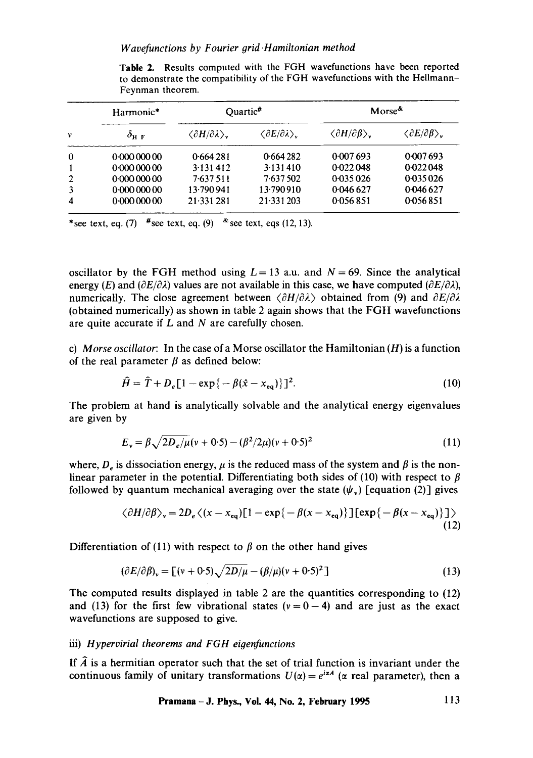Table 2. Results computed with the FGH wavefunctions have been reported to demonstrate the compatibility of the FGH wavefunctions with the Hellmann–Feynman theorem.

| | Harmonic* | Quartic# | | Morse& | |
|---|---|---|---|---|---|
| $v$ | $\delta_{HF}$ | $\langle \partial H/\partial \lambda \rangle_v$ | $\langle \partial E/\partial \lambda \rangle_v$ | $\langle \partial H/\partial \beta \rangle_v$ | $\langle \partial E/\partial \beta \rangle_v$ |
| 0 | 0.000 000 00 | 0.664 281 | 0.664 282 | 0.007 693 | 0.007 693 |
| 1 | 0.000 000 00 | 3.131 412 | 3.131 410 | 0.022 048 | 0.022 048 |
| 2 | 0.000 000 00 | 7.637 511 | 7.637 502 | 0.035 026 | 0.035 026 |
| 3 | 0.000 000 00 | 13.790 941 | 13.790 910 | 0.046 627 | 0.046 627 |
| 4 | 0.000 000 00 | 21.331 281 | 21.331 203 | 0.056 851 | 0.056 851 |

*see text, eq. (7) #see text, eq. (9) &see text, eqs (12, 13).

oscillator by the FGH method using $L = 13$ a.u. and $N = 69$. Since the analytical energy ($E$) and ($\partial E/\partial \lambda$) values are not available in this case, we have computed ($\partial E/\partial \lambda$), numerically. The close agreement between $\langle \partial H/\partial \lambda \rangle$ obtained from (9) and $\partial E/\partial \lambda$ (obtained numerically) as shown in table 2 again shows that the FGH wavefunctions are quite accurate if $L$ and $N$ are carefully chosen.

c) *Morse oscillator*: In the case of a Morse oscillator the Hamiltonian ($H$) is a function of the real parameter $\beta$ as defined below:

$$\hat{H} = \hat{T} + D_e[1 - \exp\{-\beta(\hat{x} - x_{eq})\}]^2. \tag{10}$$

The problem at hand is analytically solvable and the analytical energy eigenvalues are given by

$$E_v = \beta\sqrt{2D_e/\mu}(v + 0.5) - (\beta^2/2\mu)(v + 0.5)^2 \tag{11}$$

where, $D_e$ is dissociation energy, $\mu$ is the reduced mass of the system and $\beta$ is the non-linear parameter in the potential. Differentiating both sides of (10) with respect to $\beta$ followed by quantum mechanical averaging over the state ($\psi_v$) [equation (2)] gives

$$\langle \partial H/\partial \beta \rangle_v = 2D_e\langle (x - x_{eq})[1 - \exp\{-\beta(x - x_{eq})\}][\exp\{-\beta(x - x_{eq})\}]\rangle \tag{12}$$

Differentiation of (11) with respect to $\beta$ on the other hand gives

$$(\partial E/\partial \beta)_v = [(v + 0.5)\sqrt{2D/\mu} - (\beta/\mu)(v + 0.5)^2] \tag{13}$$

The computed results displayed in table 2 are the quantities corresponding to (12) and (13) for the first few vibrational states ($v = 0 - 4$) and are just as the exact wavefunctions are supposed to give.

### iii) *Hypervirial theorems and FGH eigenfunctions*

If $\hat{A}$ is a hermitian operator such that the set of trial function is invariant under the continuous family of unitary transformations $U(\alpha) = e^{i\alpha A}$ ($\alpha$ real parameter), then a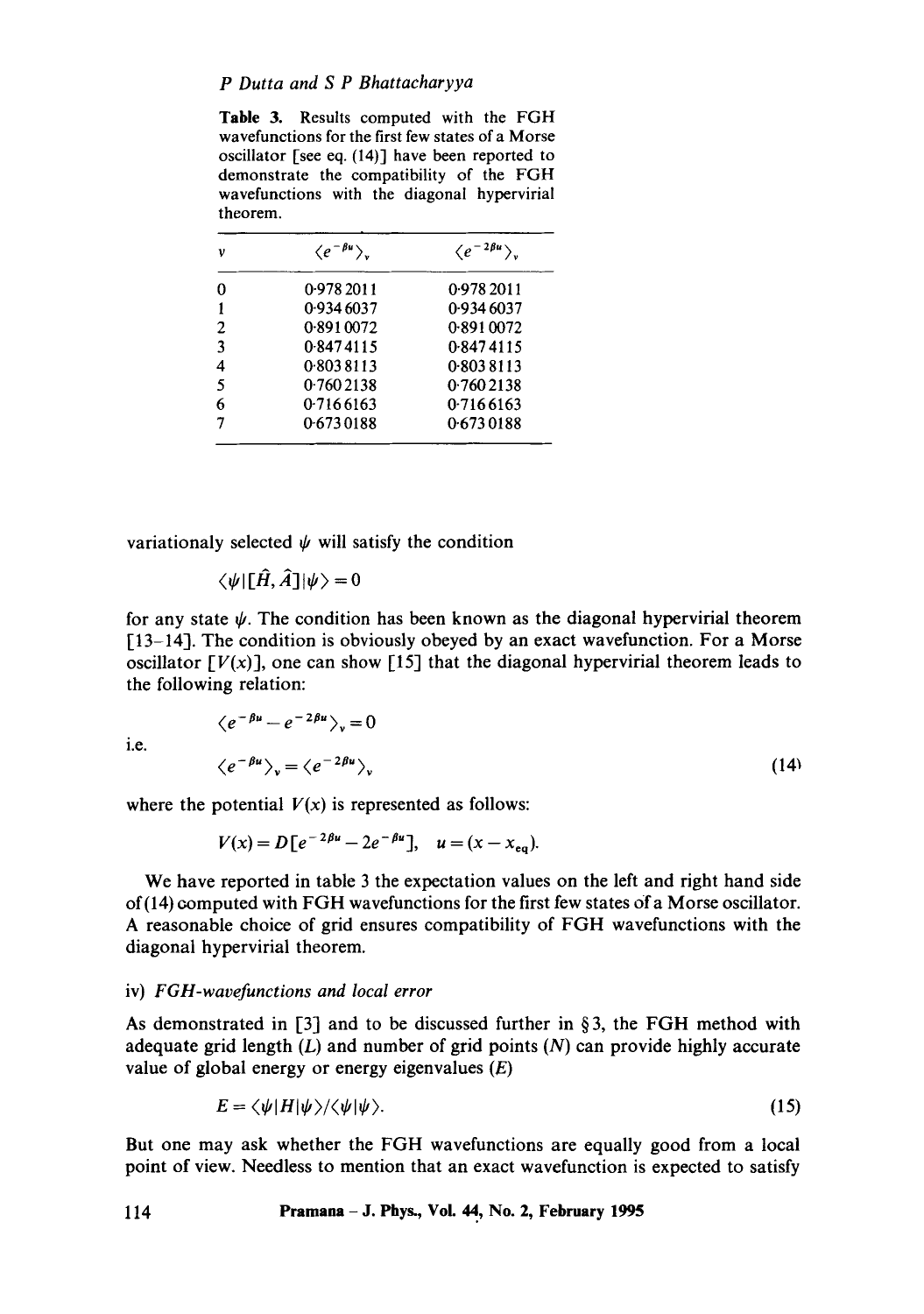**Table 3.** Results computed with the FGH wavefunctions for the first few states of a Morse oscillator [see eq. (14)] have been reported to demonstrate the compatibility of the FGH wavefunctions with the diagonal hypervirial theorem.

| $v$ | $\langle e^{-\beta u}\rangle_v$ | $\langle e^{-2\beta u}\rangle_v$ |
|---|---|---|
| 0 | 0·978 2011 | 0·978 2011 |
| 1 | 0·934 6037 | 0·934 6037 |
| 2 | 0·891 0072 | 0·891 0072 |
| 3 | 0·847 4115 | 0·847 4115 |
| 4 | 0·803 8113 | 0·803 8113 |
| 5 | 0·760 2138 | 0·760 2138 |
| 6 | 0·716 6163 | 0·716 6163 |
| 7 | 0·673 0188 | 0·673 0188 |

variationaly selected $\psi$ will satisfy the condition

$$\langle \psi | [\hat{H}, \hat{A}] | \psi \rangle = 0$$

for any state $\psi$. The condition has been known as the diagonal hypervirial theorem [13–14]. The condition is obviously obeyed by an exact wavefunction. For a Morse oscillator $[V(x)]$, one can show [15] that the diagonal hypervirial theorem leads to the following relation:

$$\langle e^{-\beta u} - e^{-2\beta u} \rangle_v = 0$$

i.e.

$$\langle e^{-\beta u} \rangle_v = \langle e^{-2\beta u} \rangle_v \tag{14}$$

where the potential $V(x)$ is represented as follows:

$$V(x) = D[e^{-2\beta u} - 2e^{-\beta u}], \quad u = (x - x_{eq}).$$

We have reported in table 3 the expectation values on the left and right hand side of (14) computed with FGH wavefunctions for the first few states of a Morse oscillator. A reasonable choice of grid ensures compatibility of FGH wavefunctions with the diagonal hypervirial theorem.

### iv) *FGH-wavefunctions and local error*

As demonstrated in [3] and to be discussed further in § 3, the FGH method with adequate grid length ($L$) and number of grid points ($N$) can provide highly accurate value of global energy or energy eigenvalues ($E$)

$$E = \langle \psi | H | \psi \rangle / \langle \psi | \psi \rangle. \tag{15}$$

But one may ask whether the FGH wavefunctions are equally good from a local point of view. Needless to mention that an exact wavefunction is expected to satisfy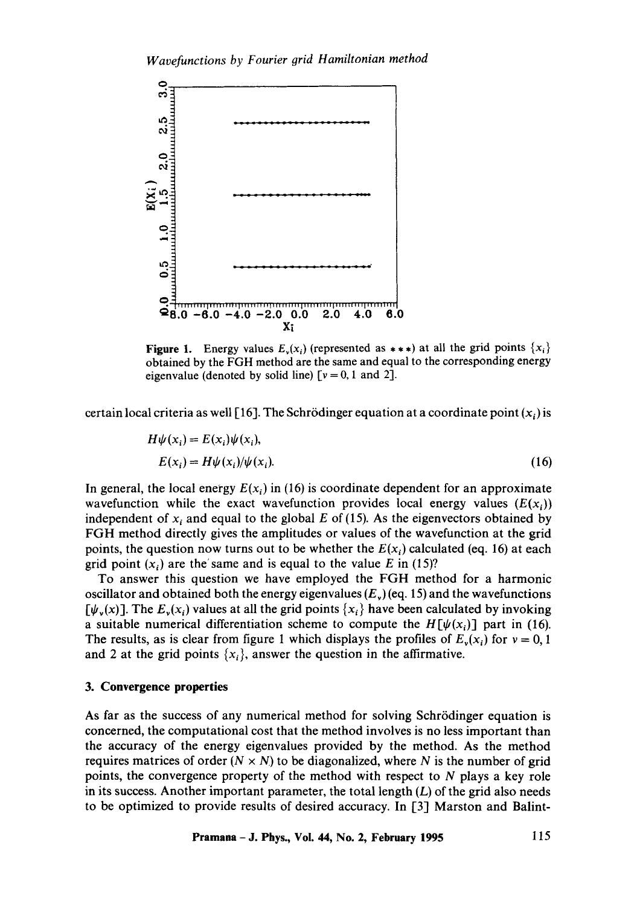**Figure 1.** Energy values $E_v(x_i)$ (represented as $***$) at all the grid points $\{x_i\}$ obtained by the FGH method are the same and equal to the corresponding energy eigenvalue (denoted by solid line) $[v = 0, 1$ and $2]$.

certain local criteria as well [16]. The Schrödinger equation at a coordinate point $(x_i)$ is

$$
\begin{aligned}
&H\psi(x_i) = E(x_i)\psi(x_i), \\
&E(x_i) = H\psi(x_i)/\psi(x_i).
\end{aligned}
\tag{16}
$$

In general, the local energy $E(x_i)$ in (16) is coordinate dependent for an approximate wavefunction while the exact wavefunction provides local energy values $(E(x_i))$ independent of $x_i$ and equal to the global $E$ of (15). As the eigenvectors obtained by FGH method directly gives the amplitudes or values of the wavefunction at the grid points, the question now turns out to be whether the $E(x_i)$ calculated (eq. 16) at each grid point $(x_i)$ are the same and is equal to the value $E$ in (15)?

To answer this question we have employed the FGH method for a harmonic oscillator and obtained both the energy eigenvalues $(E_v)$ (eq. 15) and the wavefunctions $[\psi_v(x)]$. The $E_v(x_i)$ values at all the grid points $\{x_i\}$ have been calculated by invoking a suitable numerical differentiation scheme to compute the $H[\psi(x_i)]$ part in (16). The results, as is clear from figure 1 which displays the profiles of $E_v(x_i)$ for $v = 0, 1$ and 2 at the grid points $\{x_i\}$, answer the question in the affirmative.

### 3. Convergence properties

As far as the success of any numerical method for solving Schrödinger equation is concerned, the computational cost that the method involves is no less important than the accuracy of the energy eigenvalues provided by the method. As the method requires matrices of order $(N \times N)$ to be diagonalized, where $N$ is the number of grid points, the convergence property of the method with respect to $N$ plays a key role in its success. Another important parameter, the total length $(L)$ of the grid also needs to be optimized to provide results of desired accuracy. In [3] Marston and Balint-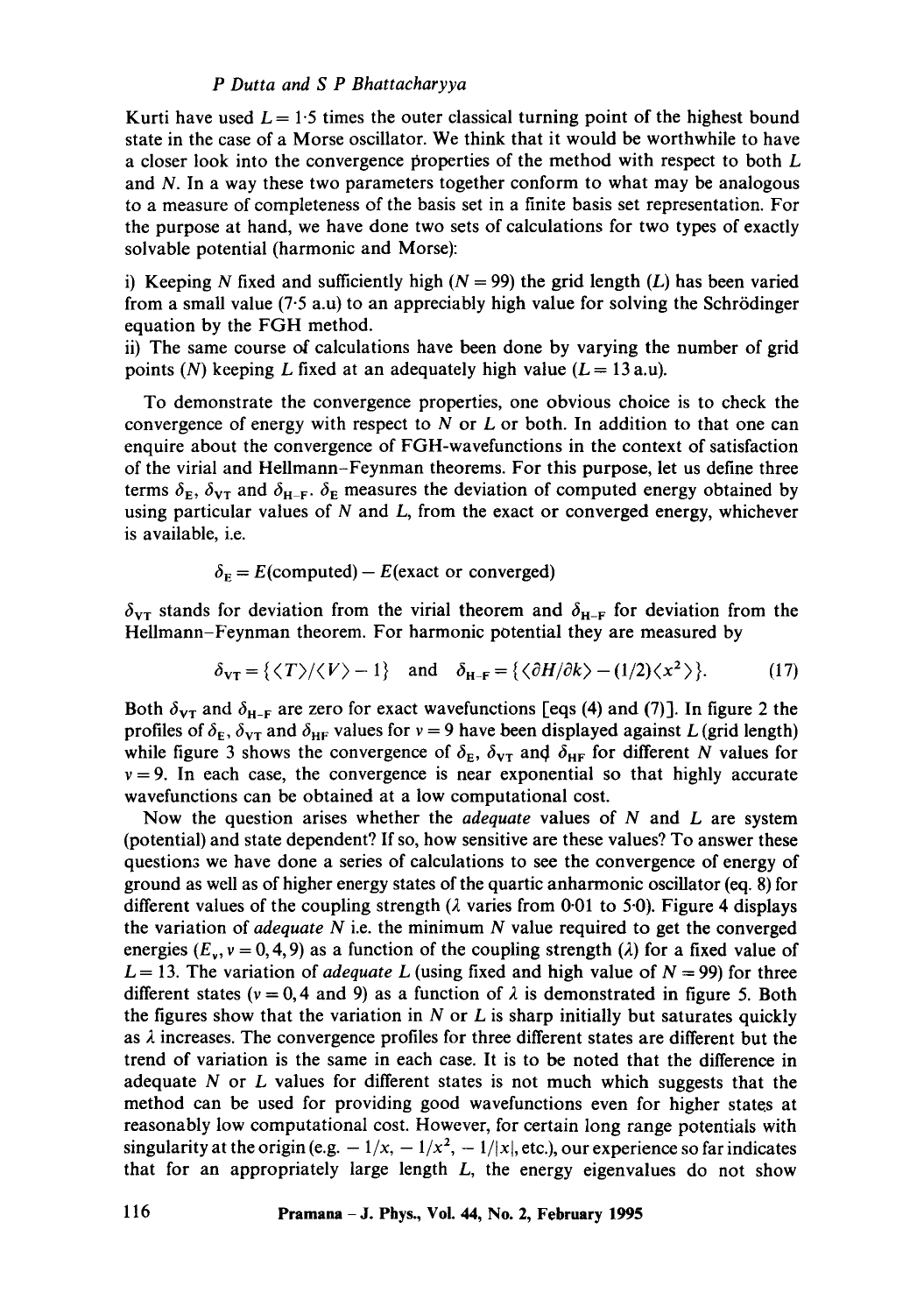Kurti have used $L = 1.5$ times the outer classical turning point of the highest bound state in the case of a Morse oscillator. We think that it would be worthwhile to have a closer look into the convergence properties of the method with respect to both $L$ and $N$. In a way these two parameters together conform to what may be analogous to a measure of completeness of the basis set in a finite basis set representation. For the purpose at hand, we have done two sets of calculations for two types of exactly solvable potential (harmonic and Morse):

i) Keeping $N$ fixed and sufficiently high ($N = 99$) the grid length ($L$) has been varied from a small value (7·5 a.u) to an appreciably high value for solving the Schrödinger equation by the FGH method.

ii) The same course of calculations have been done by varying the number of grid points ($N$) keeping $L$ fixed at an adequately high value ($L = 13$ a.u).

To demonstrate the convergence properties, one obvious choice is to check the convergence of energy with respect to $N$ or $L$ or both. In addition to that one can enquire about the convergence of FGH-wavefunctions in the context of satisfaction of the virial and Hellmann–Feynman theorems. For this purpose, let us define three terms $\delta_E$, $\delta_{VT}$ and $\delta_{H-F}$. $\delta_E$ measures the deviation of computed energy obtained by using particular values of $N$ and $L$, from the exact or converged energy, whichever is available, i.e.

$$\delta_E = E(\text{computed}) - E(\text{exact or converged})$$

$\delta_{VT}$ stands for deviation from the virial theorem and $\delta_{H-F}$ for deviation from the Hellmann–Feynman theorem. For harmonic potential they are measured by

$$\delta_{VT} = \{\langle T\rangle/\langle V\rangle - 1\} \quad \text{and} \quad \delta_{H-F} = \{\langle \partial H/\partial k\rangle - (1/2)\langle x^2\rangle\}. \tag{17}$$

Both $\delta_{VT}$ and $\delta_{H-F}$ are zero for exact wavefunctions [eqs (4) and (7)]. In figure 2 the profiles of $\delta_E$, $\delta_{VT}$ and $\delta_{HF}$ values for $v = 9$ have been displayed against $L$ (grid length) while figure 3 shows the convergence of $\delta_E$, $\delta_{VT}$ and $\delta_{HF}$ for different $N$ values for $v = 9$. In each case, the convergence is near exponential so that highly accurate wavefunctions can be obtained at a low computational cost.

Now the question arises whether the *adequate* values of $N$ and $L$ are system (potential) and state dependent? If so, how sensitive are these values? To answer these questions we have done a series of calculations to see the convergence of energy of ground as well as of higher energy states of the quartic anharmonic oscillator (eq. 8) for different values of the coupling strength ($\lambda$ varies from 0·01 to 5·0). Figure 4 displays the variation of *adequate* $N$ i.e. the minimum $N$ value required to get the converged energies ($E_v, v = 0, 4, 9$) as a function of the coupling strength ($\lambda$) for a fixed value of $L = 13$. The variation of *adequate* $L$ (using fixed and high value of $N = 99$) for three different states ($v = 0, 4$ and 9) as a function of $\lambda$ is demonstrated in figure 5. Both the figures show that the variation in $N$ or $L$ is sharp initially but saturates quickly as $\lambda$ increases. The convergence profiles for three different states are different but the trend of variation is the same in each case. It is to be noted that the difference in adequate $N$ or $L$ values for different states is not much which suggests that the method can be used for providing good wavefunctions even for higher states at reasonably low computational cost. However, for certain long range potentials with singularity at the origin (e.g. $-1/x$, $-1/x^2$, $-1/|x|$, etc.), our experience so far indicates that for an appropriately large length $L$, the energy eigenvalues do not show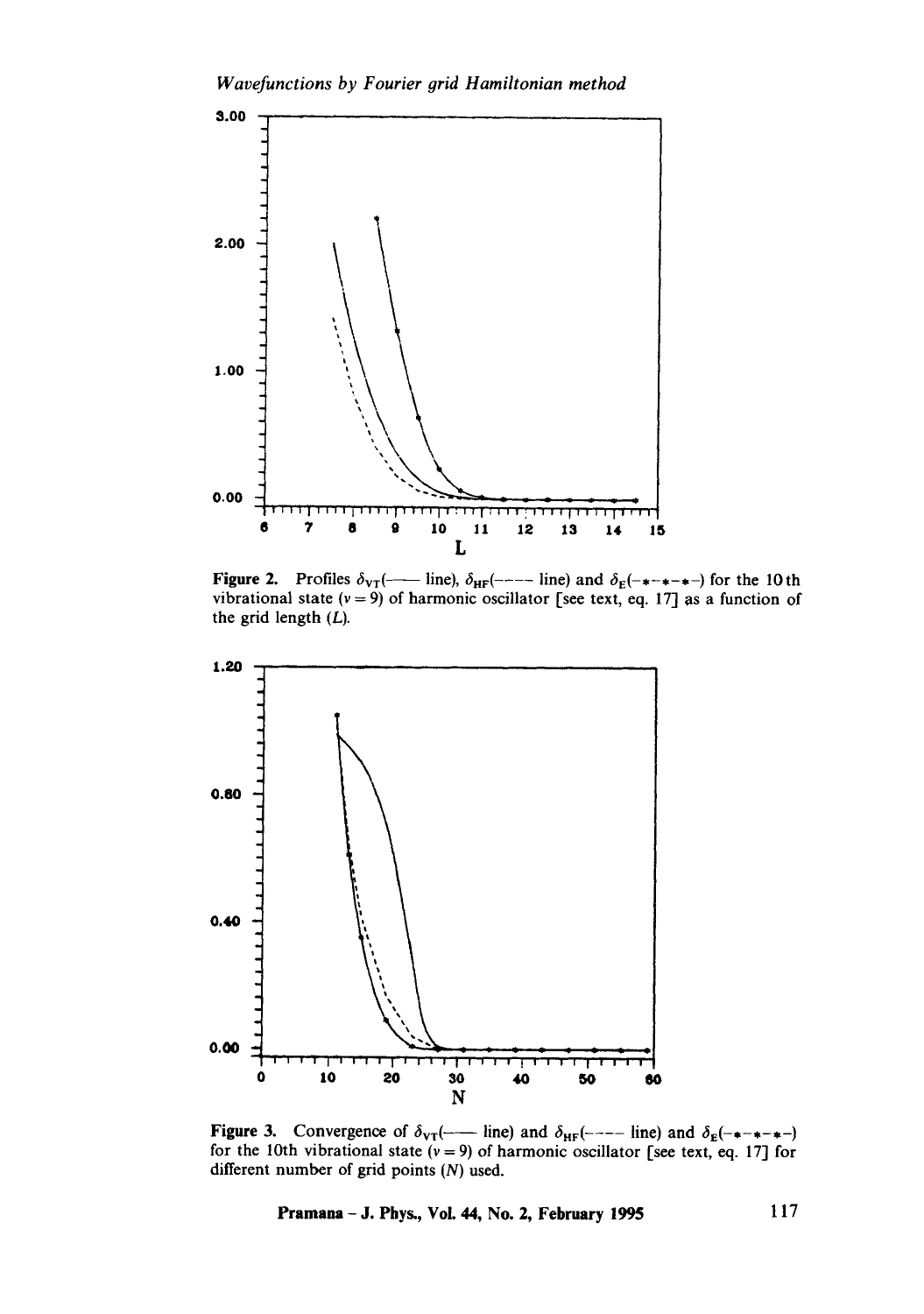Figure 2. Profiles $\delta_{VT}$(—— line), $\delta_{HF}$(---- line) and $\delta_E$(-*-*-*-) for the 10th vibrational state ($v = 9$) of harmonic oscillator [see text, eq. 17] as a function of the grid length ($L$).

Figure 3. Convergence of $\delta_{VT}$(—— line) and $\delta_{HF}$(---- line) and $\delta_E$(-*-*-*-) for the 10th vibrational state ($v = 9$) of harmonic oscillator [see text, eq. 17] for different number of grid points ($N$) used.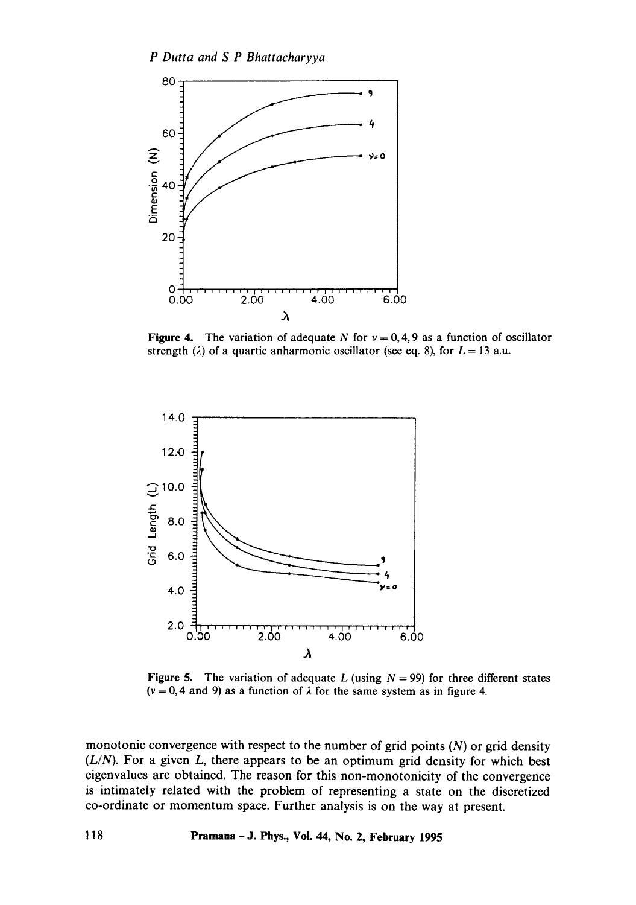**Figure 4.** The variation of adequate $N$ for $v = 0, 4, 9$ as a function of oscillator strength ($\lambda$) of a quartic anharmonic oscillator (see eq. 8), for $L = 13$ a.u.

**Figure 5.** The variation of adequate $L$ (using $N = 99$) for three different states ($v = 0, 4$ and 9) as a function of $\lambda$ for the same system as in figure 4.

monotonic convergence with respect to the number of grid points ($N$) or grid density ($L/N$). For a given $L$, there appears to be an optimum grid density for which best eigenvalues are obtained. The reason for this non-monotonicity of the convergence is intimately related with the problem of representing a state on the discretized co-ordinate or momentum space. Further analysis is on the way at present.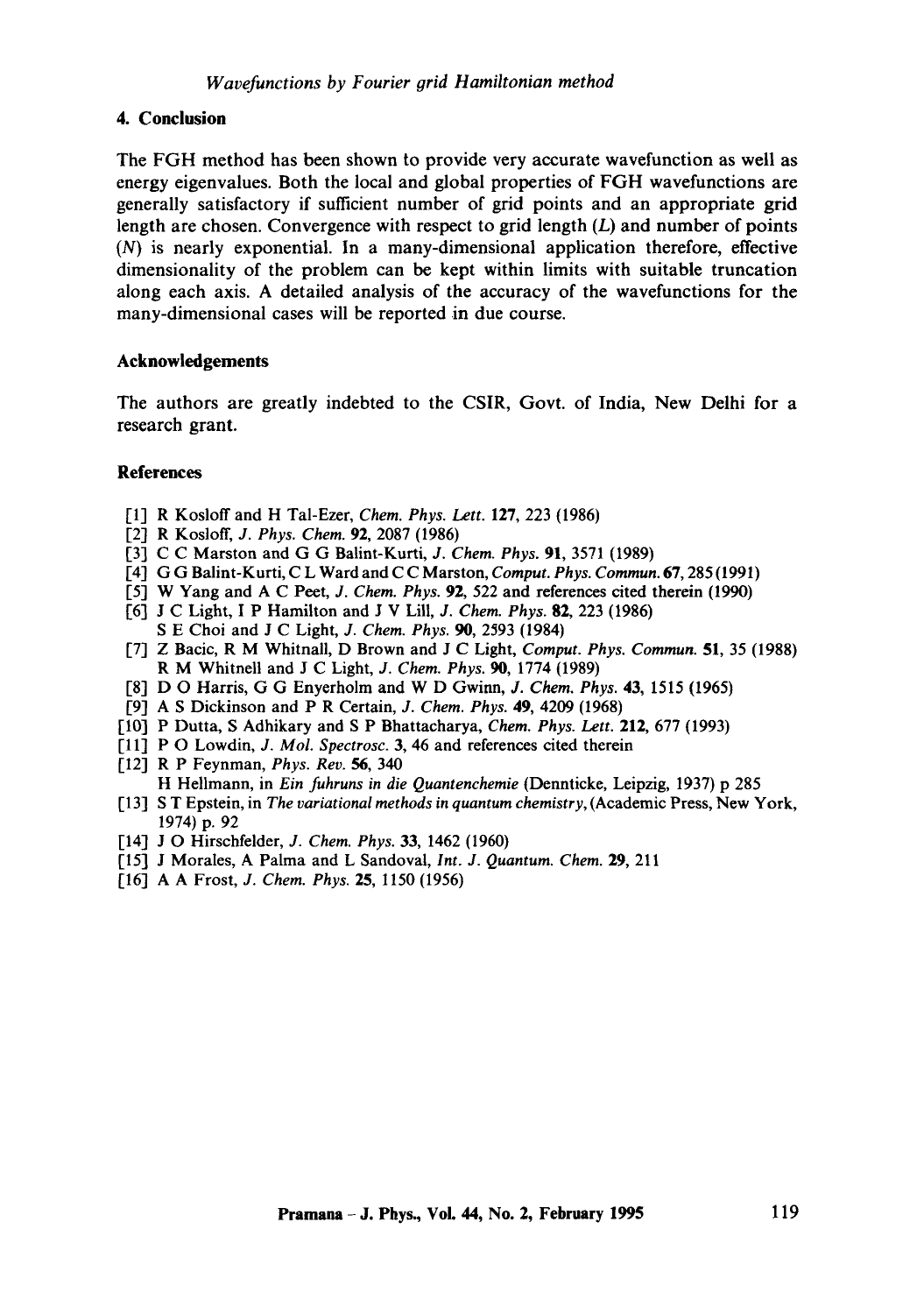## 4. Conclusion

The FGH method has been shown to provide very accurate wavefunction as well as energy eigenvalues. Both the local and global properties of FGH wavefunctions are generally satisfactory if sufficient number of grid points and an appropriate grid length are chosen. Convergence with respect to grid length ($L$) and number of points ($N$) is nearly exponential. In a many-dimensional application therefore, effective dimensionality of the problem can be kept within limits with suitable truncation along each axis. A detailed analysis of the accuracy of the wavefunctions for the many-dimensional cases will be reported in due course.

### Acknowledgements

The authors are greatly indebted to the CSIR, Govt. of India, New Delhi for a research grant.

### References

[1] R Kosloff and H Tal-Ezer, *Chem. Phys. Lett.* **127**, 223 (1986)
[2] R Kosloff, *J. Phys. Chem.* **92**, 2087 (1986)
[3] C C Marston and G G Balint-Kurti, *J. Chem. Phys.* **91**, 3571 (1989)
[4] G G Balint-Kurti, C L Ward and C C Marston, *Comput. Phys. Commun.* **67**, 285 (1991)
[5] W Yang and A C Peet, *J. Chem. Phys.* **92**, 522 and references cited therein (1990)
[6] J C Light, I P Hamilton and J V Lill, *J. Chem. Phys.* **82**, 223 (1986)
S E Choi and J C Light, *J. Chem. Phys.* **90**, 2593 (1984)
[7] Z Bacic, R M Whitnall, D Brown and J C Light, *Comput. Phys. Commun.* **51**, 35 (1988)
R M Whitnell and J C Light, *J. Chem. Phys.* **90**, 1774 (1989)
[8] D O Harris, G G Enyerholm and W D Gwinn, *J. Chem. Phys.* **43**, 1515 (1965)
[9] A S Dickinson and P R Certain, *J. Chem. Phys.* **49**, 4209 (1968)
[10] P Dutta, S Adhikary and S P Bhattacharya, *Chem. Phys. Lett.* **212**, 677 (1993)
[11] P O Lowdin, *J. Mol. Spectrosc.* **3**, 46 and references cited therein
[12] R P Feynman, *Phys. Rev.* **56**, 340
H Hellmann, in *Ein fuhruns in die Quantenchemie* (Dennticke, Leipzig, 1937) p 285
[13] S T Epstein, in *The variational methods in quantum chemistry*, (Academic Press, New York, 1974) p. 92
[14] J O Hirschfelder, *J. Chem. Phys.* **33**, 1462 (1960)
[15] J Morales, A Palma and L Sandoval, *Int. J. Quantum. Chem.* **29**, 211
[16] A A Frost, *J. Chem. Phys.* **25**, 1150 (1956)